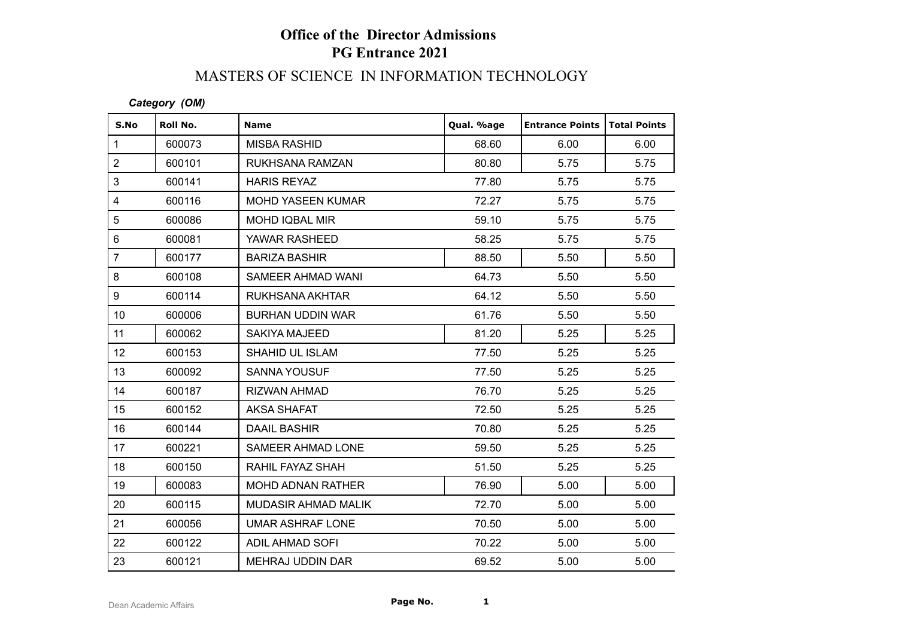# Office of the Director Admissions
## PG Entrance 2021

### MASTERS OF SCIENCE IN INFORMATION TECHNOLOGY

***Category (OM)***

| S.No | Roll No. | Name | Qual. %age | Entrance Points | Total Points |
|---|---|---|---|---|---|
| 1 | 600073 | MISBA RASHID | 68.60 | 6.00 | 6.00 |
| 2 | 600101 | RUKHSANA RAMZAN | 80.80 | 5.75 | 5.75 |
| 3 | 600141 | HARIS REYAZ | 77.80 | 5.75 | 5.75 |
| 4 | 600116 | MOHD YASEEN KUMAR | 72.27 | 5.75 | 5.75 |
| 5 | 600086 | MOHD IQBAL MIR | 59.10 | 5.75 | 5.75 |
| 6 | 600081 | YAWAR RASHEED | 58.25 | 5.75 | 5.75 |
| 7 | 600177 | BARIZA BASHIR | 88.50 | 5.50 | 5.50 |
| 8 | 600108 | SAMEER AHMAD WANI | 64.73 | 5.50 | 5.50 |
| 9 | 600114 | RUKHSANA AKHTAR | 64.12 | 5.50 | 5.50 |
| 10 | 600006 | BURHAN UDDIN WAR | 61.76 | 5.50 | 5.50 |
| 11 | 600062 | SAKIYA MAJEED | 81.20 | 5.25 | 5.25 |
| 12 | 600153 | SHAHID UL ISLAM | 77.50 | 5.25 | 5.25 |
| 13 | 600092 | SANNA YOUSUF | 77.50 | 5.25 | 5.25 |
| 14 | 600187 | RIZWAN AHMAD | 76.70 | 5.25 | 5.25 |
| 15 | 600152 | AKSA SHAFAT | 72.50 | 5.25 | 5.25 |
| 16 | 600144 | DAAIL BASHIR | 70.80 | 5.25 | 5.25 |
| 17 | 600221 | SAMEER AHMAD LONE | 59.50 | 5.25 | 5.25 |
| 18 | 600150 | RAHIL FAYAZ SHAH | 51.50 | 5.25 | 5.25 |
| 19 | 600083 | MOHD ADNAN RATHER | 76.90 | 5.00 | 5.00 |
| 20 | 600115 | MUDASIR AHMAD MALIK | 72.70 | 5.00 | 5.00 |
| 21 | 600056 | UMAR ASHRAF LONE | 70.50 | 5.00 | 5.00 |
| 22 | 600122 | ADIL AHMAD SOFI | 70.22 | 5.00 | 5.00 |
| 23 | 600121 | MEHRAJ UDDIN DAR | 69.52 | 5.00 | 5.00 |

Dean Academic Affairs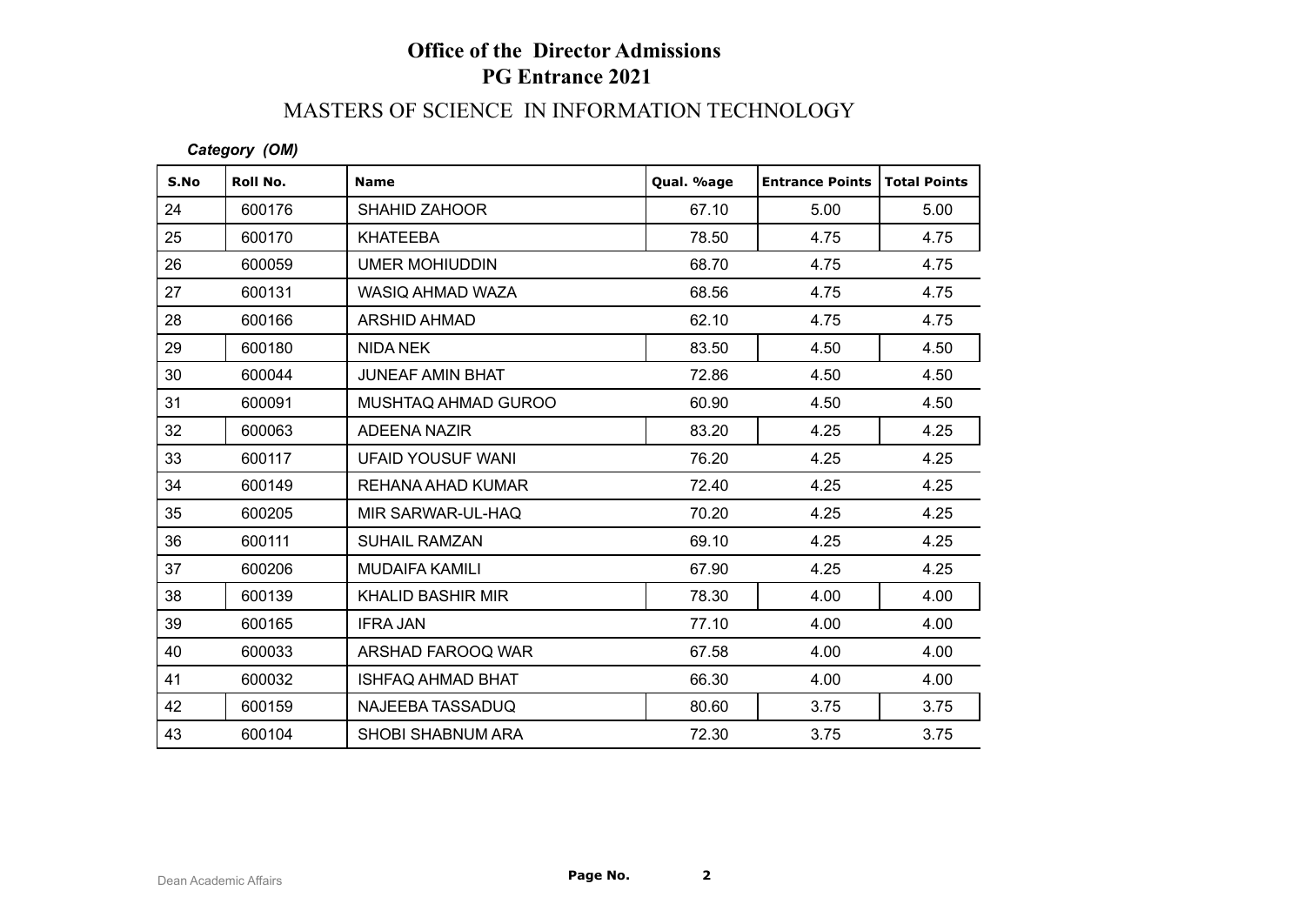# Office of the Director Admissions
## PG Entrance 2021

### MASTERS OF SCIENCE IN INFORMATION TECHNOLOGY

*Category (OM)*

| S.No | Roll No. | Name | Qual. %age | Entrance Points | Total Points |
|---|---|---|---|---|---|
| 24 | 600176 | SHAHID ZAHOOR | 67.10 | 5.00 | 5.00 |
| 25 | 600170 | KHATEEBA | 78.50 | 4.75 | 4.75 |
| 26 | 600059 | UMER MOHIUDDIN | 68.70 | 4.75 | 4.75 |
| 27 | 600131 | WASIQ AHMAD WAZA | 68.56 | 4.75 | 4.75 |
| 28 | 600166 | ARSHID AHMAD | 62.10 | 4.75 | 4.75 |
| 29 | 600180 | NIDA NEK | 83.50 | 4.50 | 4.50 |
| 30 | 600044 | JUNEAF AMIN BHAT | 72.86 | 4.50 | 4.50 |
| 31 | 600091 | MUSHTAQ AHMAD GUROO | 60.90 | 4.50 | 4.50 |
| 32 | 600063 | ADEENA NAZIR | 83.20 | 4.25 | 4.25 |
| 33 | 600117 | UFAID YOUSUF WANI | 76.20 | 4.25 | 4.25 |
| 34 | 600149 | REHANA AHAD KUMAR | 72.40 | 4.25 | 4.25 |
| 35 | 600205 | MIR SARWAR-UL-HAQ | 70.20 | 4.25 | 4.25 |
| 36 | 600111 | SUHAIL RAMZAN | 69.10 | 4.25 | 4.25 |
| 37 | 600206 | MUDAIFA KAMILI | 67.90 | 4.25 | 4.25 |
| 38 | 600139 | KHALID BASHIR MIR | 78.30 | 4.00 | 4.00 |
| 39 | 600165 | IFRA JAN | 77.10 | 4.00 | 4.00 |
| 40 | 600033 | ARSHAD FAROOQ WAR | 67.58 | 4.00 | 4.00 |
| 41 | 600032 | ISHFAQ AHMAD BHAT | 66.30 | 4.00 | 4.00 |
| 42 | 600159 | NAJEEBA TASSADUQ | 80.60 | 3.75 | 3.75 |
| 43 | 600104 | SHOBI SHABNUM ARA | 72.30 | 3.75 | 3.75 |

Dean Academic Affairs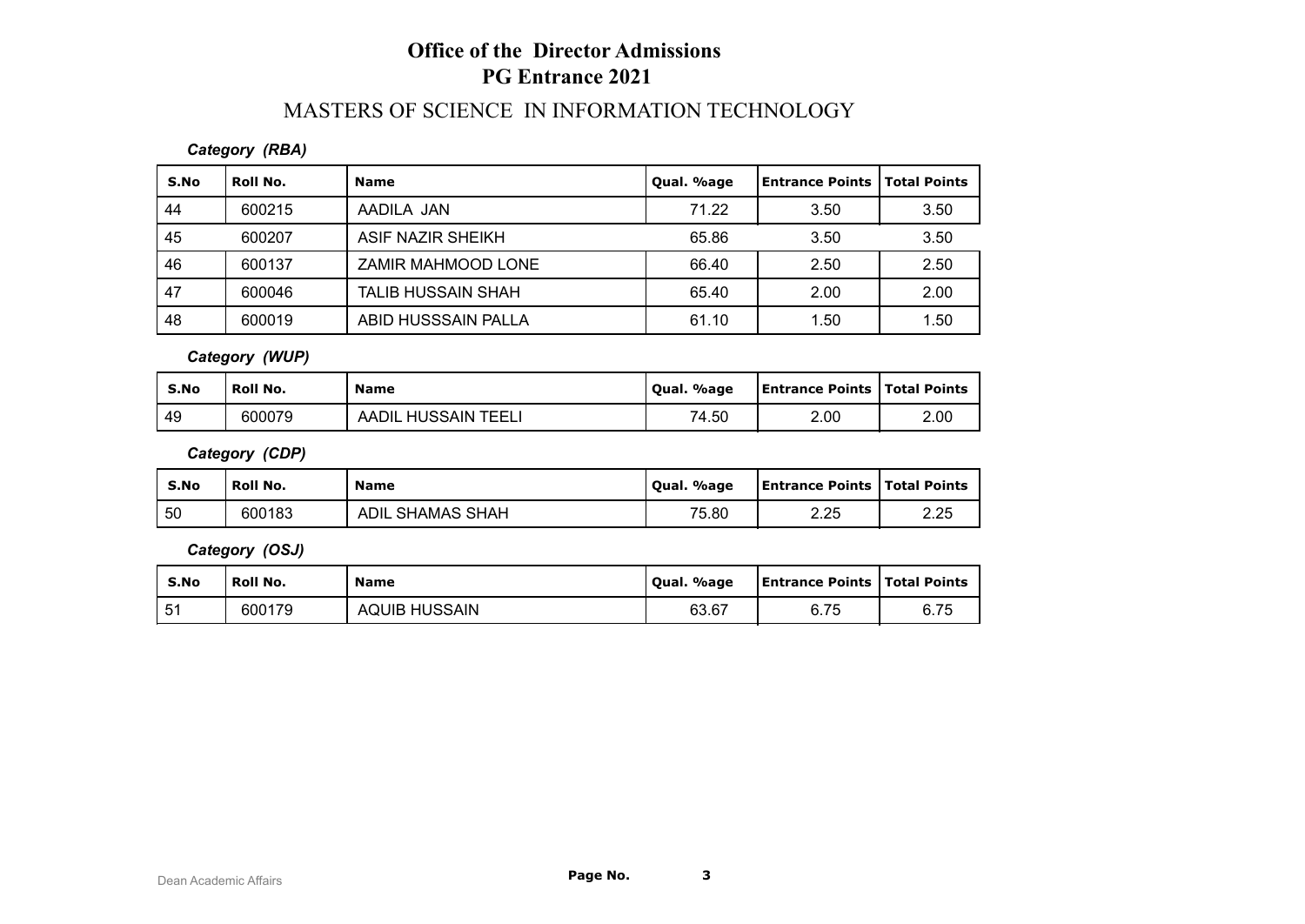# Office of the Director Admissions
# PG Entrance 2021

## MASTERS OF SCIENCE IN INFORMATION TECHNOLOGY

*Category (RBA)*

| S.No | Roll No. | Name | Qual. %age | Entrance Points | Total Points |
|---|---|---|---|---|---|
| 44 | 600215 | AADILA JAN | 71.22 | 3.50 | 3.50 |
| 45 | 600207 | ASIF NAZIR SHEIKH | 65.86 | 3.50 | 3.50 |
| 46 | 600137 | ZAMIR MAHMOOD LONE | 66.40 | 2.50 | 2.50 |
| 47 | 600046 | TALIB HUSSAIN SHAH | 65.40 | 2.00 | 2.00 |
| 48 | 600019 | ABID HUSSSAIN PALLA | 61.10 | 1.50 | 1.50 |

*Category (WUP)*

| S.No | Roll No. | Name | Qual. %age | Entrance Points | Total Points |
|---|---|---|---|---|---|
| 49 | 600079 | AADIL HUSSAIN TEELI | 74.50 | 2.00 | 2.00 |

*Category (CDP)*

| S.No | Roll No. | Name | Qual. %age | Entrance Points | Total Points |
|---|---|---|---|---|---|
| 50 | 600183 | ADIL SHAMAS SHAH | 75.80 | 2.25 | 2.25 |

*Category (OSJ)*

| S.No | Roll No. | Name | Qual. %age | Entrance Points | Total Points |
|---|---|---|---|---|---|
| 51 | 600179 | AQUIB HUSSAIN | 63.67 | 6.75 | 6.75 |

Dean Academic Affairs